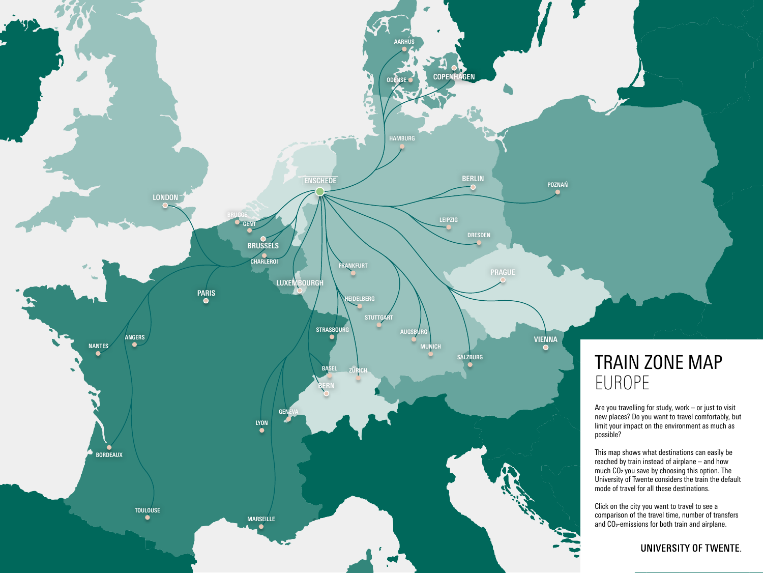# TRAIN ZONE MAP

## EUROPE

Are you travelling for study, work – or just to visit new places? Do you want to travel comfortably, but limit your impact on the environment as much as possible?

This map shows what destinations can easily be reached by train instead of airplane – and how much $CO_2$ you save by choosing this option. The University of Twente considers the train the default mode of travel for all these destinations.

Click on the city you want to travel to see a comparison of the travel time, number of transfers and $CO_2$-emissions for both train and airplane.

UNIVERSITY OF TWENTE.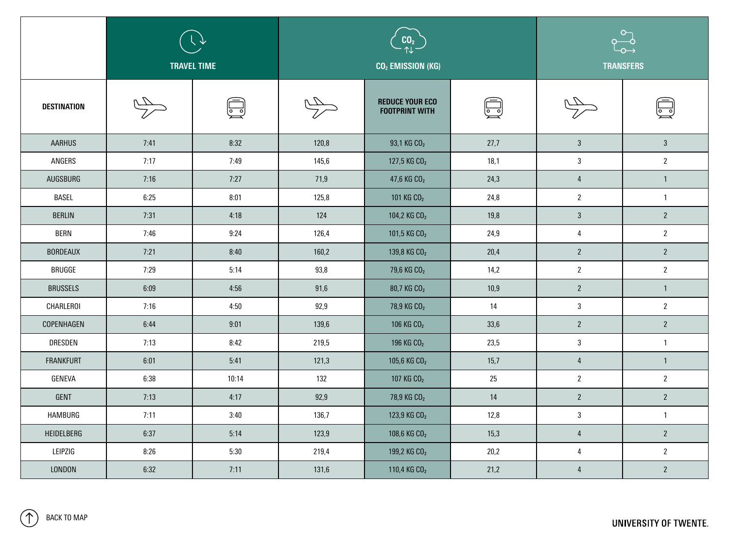| DESTINATION | TRAVEL TIME | | $CO_2$ EMISSION (KG) | | | TRANSFERS | |
|---|---|---|---|---|---|---|---|
| | Plane | Train | Plane | REDUCE YOUR ECO FOOTPRINT WITH | Train | Plane | Train |
| AARHUS | 7:41 | 8:32 | 120,8 | 93,1 KG $CO_2$ | 27,7 | 3 | 3 |
| ANGERS | 7:17 | 7:49 | 145,6 | 127,5 KG $CO_2$ | 18,1 | 3 | 2 |
| AUGSBURG | 7:16 | 7:27 | 71,9 | 47,6 KG $CO_2$ | 24,3 | 4 | 1 |
| BASEL | 6:25 | 8:01 | 125,8 | 101 KG $CO_2$ | 24,8 | 2 | 1 |
| BERLIN | 7:31 | 4:18 | 124 | 104,2 KG $CO_2$ | 19,8 | 3 | 2 |
| BERN | 7:46 | 9:24 | 126,4 | 101,5 KG $CO_2$ | 24,9 | 4 | 2 |
| BORDEAUX | 7:21 | 8:40 | 160,2 | 139,8 KG $CO_2$ | 20,4 | 2 | 2 |
| BRUGGE | 7:29 | 5:14 | 93,8 | 79,6 KG $CO_2$ | 14,2 | 2 | 2 |
| BRUSSELS | 6:09 | 4:56 | 91,6 | 80,7 KG $CO_2$ | 10,9 | 2 | 1 |
| CHARLEROI | 7:16 | 4:50 | 92,9 | 78,9 KG $CO_2$ | 14 | 3 | 2 |
| COPENHAGEN | 6:44 | 9:01 | 139,6 | 106 KG $CO_2$ | 33,6 | 2 | 2 |
| DRESDEN | 7:13 | 8:42 | 219,5 | 196 KG $CO_2$ | 23,5 | 3 | 1 |
| FRANKFURT | 6:01 | 5:41 | 121,3 | 105,6 KG $CO_2$ | 15,7 | 4 | 1 |
| GENEVA | 6:38 | 10:14 | 132 | 107 KG $CO_2$ | 25 | 2 | 2 |
| GENT | 7:13 | 4:17 | 92,9 | 78,9 KG $CO_2$ | 14 | 2 | 2 |
| HAMBURG | 7:11 | 3:40 | 136,7 | 123,9 KG $CO_2$ | 12,8 | 3 | 1 |
| HEIDELBERG | 6:37 | 5:14 | 123,9 | 108,6 KG $CO_2$ | 15,3 | 4 | 2 |
| LEIPZIG | 8:26 | 5:30 | 219,4 | 199,2 KG $CO_2$ | 20,2 | 4 | 2 |
| LONDON | 6:32 | 7:11 | 131,6 | 110,4 KG $CO_2$ | 21,2 | 4 | 2 |

BACK TO MAP

UNIVERSITY OF TWENTE.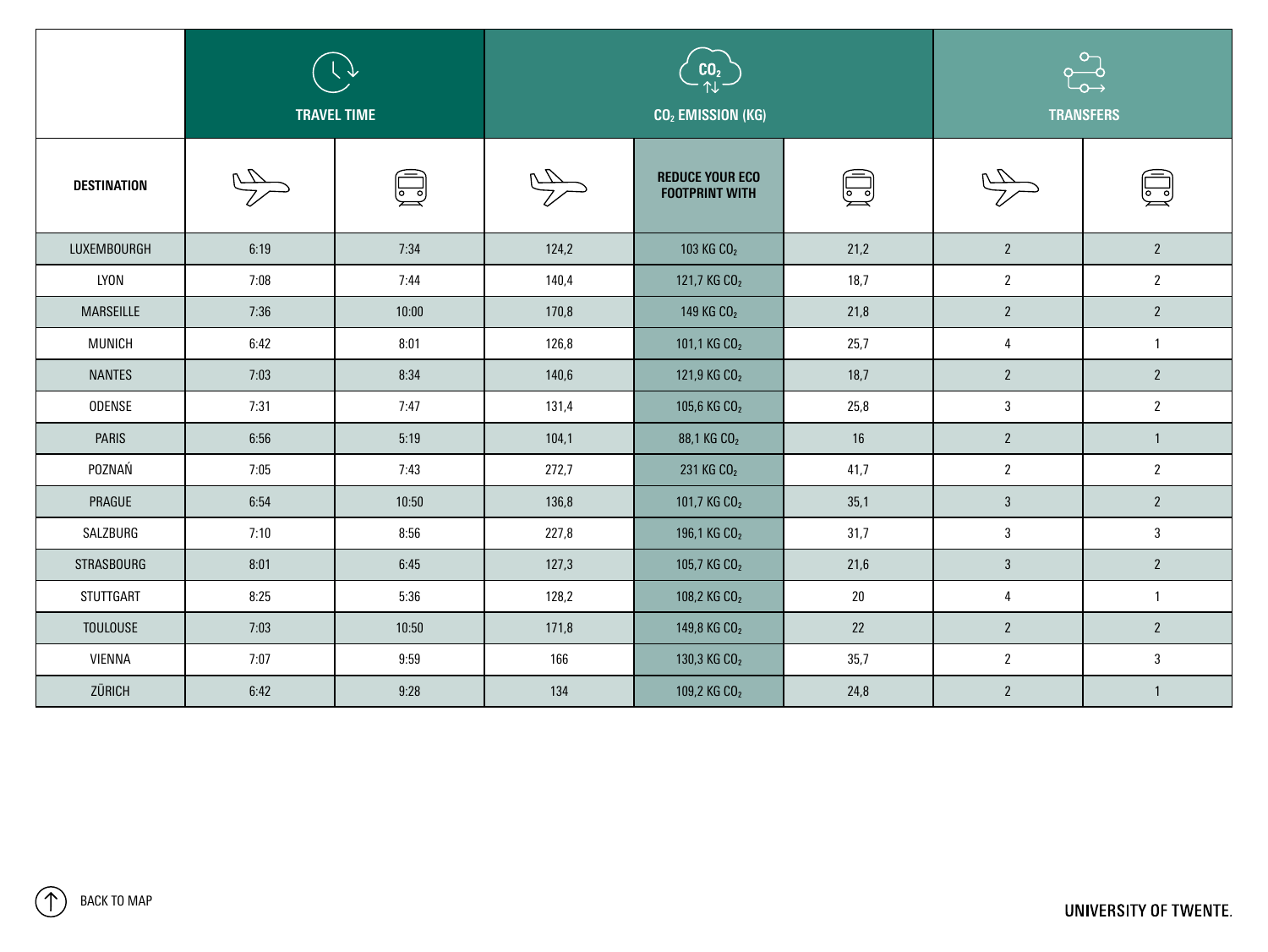| DESTINATION | TRAVEL TIME | | $CO_2$ EMISSION (KG) | | | TRANSFERS | |
|---|---|---|---|---|---|---|---|
| | Plane | Train | Plane | REDUCE YOUR ECO FOOTPRINT WITH | Train | Plane | Train |
| LUXEMBOURGH | 6:19 | 7:34 | 124,2 | 103 KG $CO_2$ | 21,2 | 2 | 2 |
| LYON | 7:08 | 7:44 | 140,4 | 121,7 KG $CO_2$ | 18,7 | 2 | 2 |
| MARSEILLE | 7:36 | 10:00 | 170,8 | 149 KG $CO_2$ | 21,8 | 2 | 2 |
| MUNICH | 6:42 | 8:01 | 126,8 | 101,1 KG $CO_2$ | 25,7 | 4 | 1 |
| NANTES | 7:03 | 8:34 | 140,6 | 121,9 KG $CO_2$ | 18,7 | 2 | 2 |
| ODENSE | 7:31 | 7:47 | 131,4 | 105,6 KG $CO_2$ | 25,8 | 3 | 2 |
| PARIS | 6:56 | 5:19 | 104,1 | 88,1 KG $CO_2$ | 16 | 2 | 1 |
| POZNAŃ | 7:05 | 7:43 | 272,7 | 231 KG $CO_2$ | 41,7 | 2 | 2 |
| PRAGUE | 6:54 | 10:50 | 136,8 | 101,7 KG $CO_2$ | 35,1 | 3 | 2 |
| SALZBURG | 7:10 | 8:56 | 227,8 | 196,1 KG $CO_2$ | 31,7 | 3 | 3 |
| STRASBOURG | 8:01 | 6:45 | 127,3 | 105,7 KG $CO_2$ | 21,6 | 3 | 2 |
| STUTTGART | 8:25 | 5:36 | 128,2 | 108,2 KG $CO_2$ | 20 | 4 | 1 |
| TOULOUSE | 7:03 | 10:50 | 171,8 | 149,8 KG $CO_2$ | 22 | 2 | 2 |
| VIENNA | 7:07 | 9:59 | 166 | 130,3 KG $CO_2$ | 35,7 | 2 | 3 |
| ZÜRICH | 6:42 | 9:28 | 134 | 109,2 KG $CO_2$ | 24,8 | 2 | 1 |

BACK TO MAP

UNIVERSITY OF TWENTE.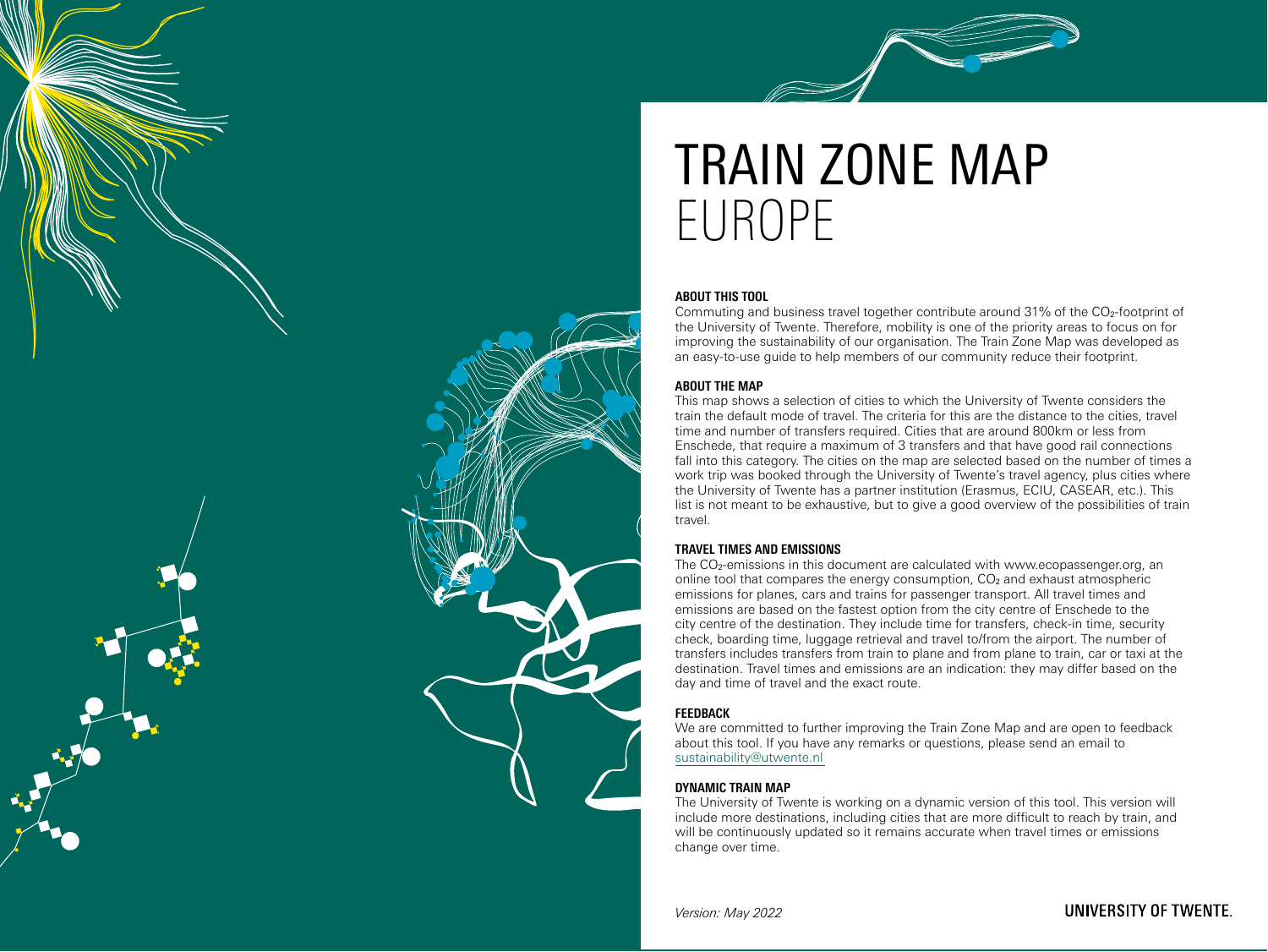# TRAIN ZONE MAP
## EUROPE

**ABOUT THIS TOOL**

Commuting and business travel together contribute around 31% of the $CO_2$-footprint of the University of Twente. Therefore, mobility is one of the priority areas to focus on for improving the sustainability of our organisation. The Train Zone Map was developed as an easy-to-use guide to help members of our community reduce their footprint.

**ABOUT THE MAP**

This map shows a selection of cities to which the University of Twente considers the train the default mode of travel. The criteria for this are the distance to the cities, travel time and number of transfers required. Cities that are around 800km or less from Enschede, that require a maximum of 3 transfers and that have good rail connections fall into this category. The cities on the map are selected based on the number of times a work trip was booked through the University of Twente's travel agency, plus cities where the University of Twente has a partner institution (Erasmus, ECIU, CASEAR, etc.). This list is not meant to be exhaustive, but to give a good overview of the possibilities of train travel.

**TRAVEL TIMES AND EMISSIONS**

The $CO_2$-emissions in this document are calculated with www.ecopassenger.org, an online tool that compares the energy consumption, $CO_2$ and exhaust atmospheric emissions for planes, cars and trains for passenger transport. All travel times and emissions are based on the fastest option from the city centre of Enschede to the city centre of the destination. They include time for transfers, check-in time, security check, boarding time, luggage retrieval and travel to/from the airport. The number of transfers includes transfers from train to plane and from plane to train, car or taxi at the destination. Travel times and emissions are an indication: they may differ based on the day and time of travel and the exact route.

**FEEDBACK**

We are committed to further improving the Train Zone Map and are open to feedback about this tool. If you have any remarks or questions, please send an email to sustainability@utwente.nl

**DYNAMIC TRAIN MAP**

The University of Twente is working on a dynamic version of this tool. This version will include more destinations, including cities that are more difficult to reach by train, and will be continuously updated so it remains accurate when travel times or emissions change over time.

*Version: May 2022*

UNIVERSITY OF TWENTE.